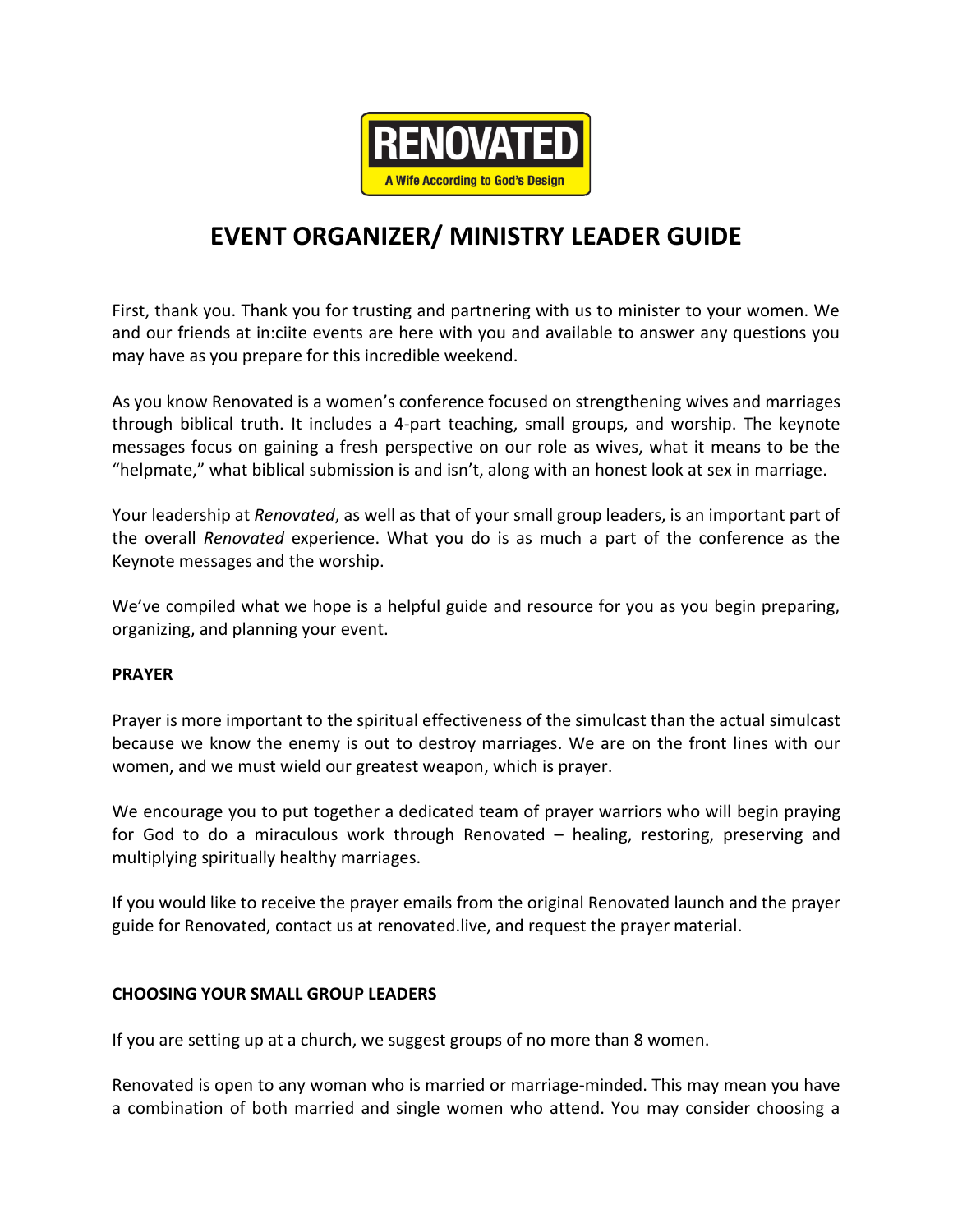RENOVATED

A Wife According to God's Design

# EVENT ORGANIZER/ MINISTRY LEADER GUIDE

First, thank you. Thank you for trusting and partnering with us to minister to your women. We and our friends at in:ciite events are here with you and available to answer any questions you may have as you prepare for this incredible weekend.

As you know Renovated is a women's conference focused on strengthening wives and marriages through biblical truth. It includes a 4-part teaching, small groups, and worship. The keynote messages focus on gaining a fresh perspective on our role as wives, what it means to be the "helpmate," what biblical submission is and isn't, along with an honest look at sex in marriage.

Your leadership at *Renovated*, as well as that of your small group leaders, is an important part of the overall *Renovated* experience. What you do is as much a part of the conference as the Keynote messages and the worship.

We've compiled what we hope is a helpful guide and resource for you as you begin preparing, organizing, and planning your event.

**PRAYER**

Prayer is more important to the spiritual effectiveness of the simulcast than the actual simulcast because we know the enemy is out to destroy marriages. We are on the front lines with our women, and we must wield our greatest weapon, which is prayer.

We encourage you to put together a dedicated team of prayer warriors who will begin praying for God to do a miraculous work through Renovated – healing, restoring, preserving and multiplying spiritually healthy marriages.

If you would like to receive the prayer emails from the original Renovated launch and the prayer guide for Renovated, contact us at renovated.live, and request the prayer material.

**CHOOSING YOUR SMALL GROUP LEADERS**

If you are setting up at a church, we suggest groups of no more than 8 women.

Renovated is open to any woman who is married or marriage-minded. This may mean you have a combination of both married and single women who attend. You may consider choosing a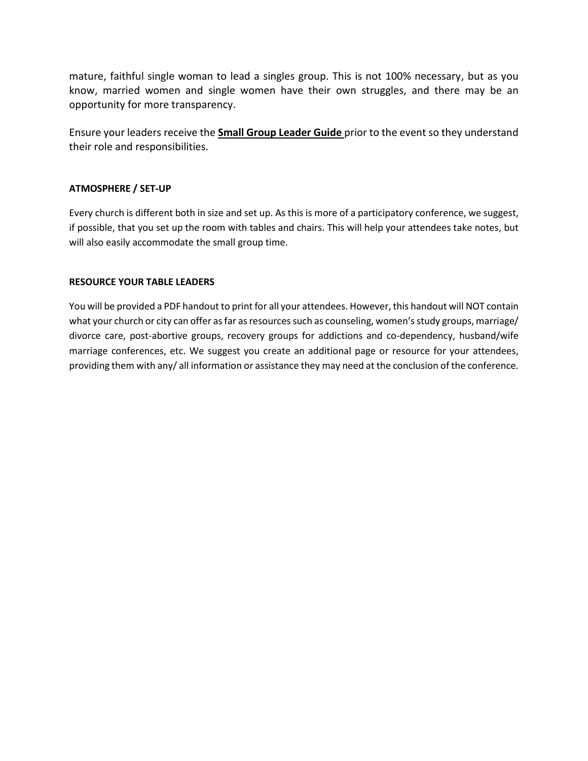mature, faithful single woman to lead a singles group. This is not 100% necessary, but as you know, married women and single women have their own struggles, and there may be an opportunity for more transparency.

Ensure your leaders receive the **Small Group Leader Guide** prior to the event so they understand their role and responsibilities.

**ATMOSPHERE / SET-UP**

Every church is different both in size and set up. As this is more of a participatory conference, we suggest, if possible, that you set up the room with tables and chairs. This will help your attendees take notes, but will also easily accommodate the small group time.

**RESOURCE YOUR TABLE LEADERS**

You will be provided a PDF handout to print for all your attendees. However, this handout will NOT contain what your church or city can offer as far as resources such as counseling, women's study groups, marriage/ divorce care, post-abortive groups, recovery groups for addictions and co-dependency, husband/wife marriage conferences, etc. We suggest you create an additional page or resource for your attendees, providing them with any/ all information or assistance they may need at the conclusion of the conference.